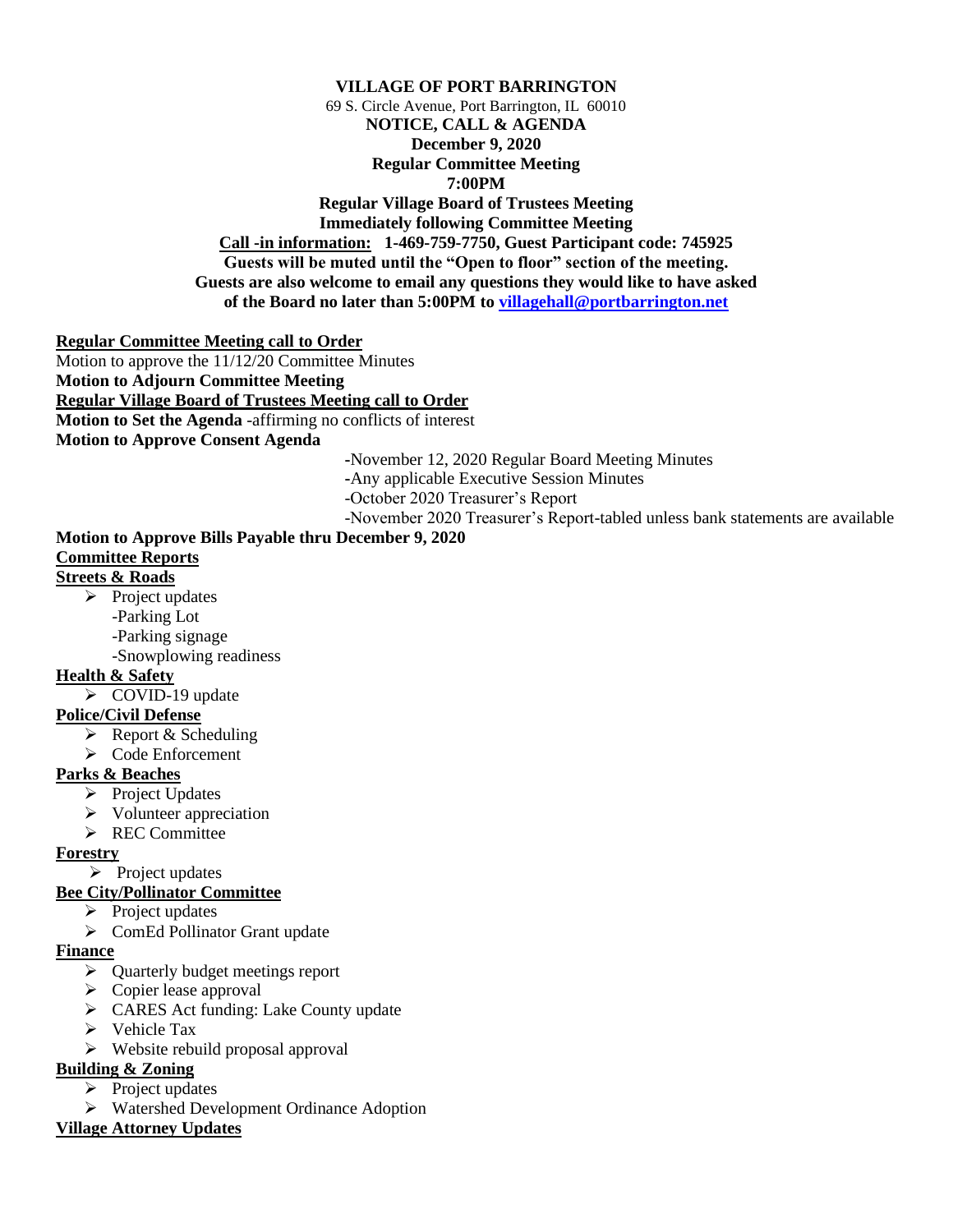**VILLAGE OF PORT BARRINGTON**

69 S. Circle Avenue, Port Barrington, IL 60010

**NOTICE, CALL & AGENDA**

**December 9, 2020**

**Regular Committee Meeting**

**7:00PM**

**Regular Village Board of Trustees Meeting**

**Immediately following Committee Meeting**

**Call -in information: 1-469-759-7750, Guest Participant code: 745925**

**Guests will be muted until the "Open to floor" section of the meeting.**

**Guests are also welcome to email any questions they would like to have asked of the Board no later than 5:00PM to villagehall@portbarrington.net**

**Regular Committee Meeting call to Order**

Motion to approve the 11/12/20 Committee Minutes

**Motion to Adjourn Committee Meeting**

**Regular Village Board of Trustees Meeting call to Order**

**Motion to Set the Agenda** -affirming no conflicts of interest

**Motion to Approve Consent Agenda**

-November 12, 2020 Regular Board Meeting Minutes
-Any applicable Executive Session Minutes
-October 2020 Treasurer's Report
-November 2020 Treasurer's Report-tabled unless bank statements are available

**Motion to Approve Bills Payable thru December 9, 2020**

**Committee Reports**

**Streets & Roads**

- Project updates
  - -Parking Lot
  - -Parking signage
  - -Snowplowing readiness

**Health & Safety**

- COVID-19 update

**Police/Civil Defense**

- Report & Scheduling
- Code Enforcement

**Parks & Beaches**

- Project Updates
- Volunteer appreciation
- REC Committee

**Forestry**

- Project updates

**Bee City/Pollinator Committee**

- Project updates
- ComEd Pollinator Grant update

**Finance**

- Quarterly budget meetings report
- Copier lease approval
- CARES Act funding: Lake County update
- Vehicle Tax
- Website rebuild proposal approval

**Building & Zoning**

- Project updates
- Watershed Development Ordinance Adoption

**Village Attorney Updates**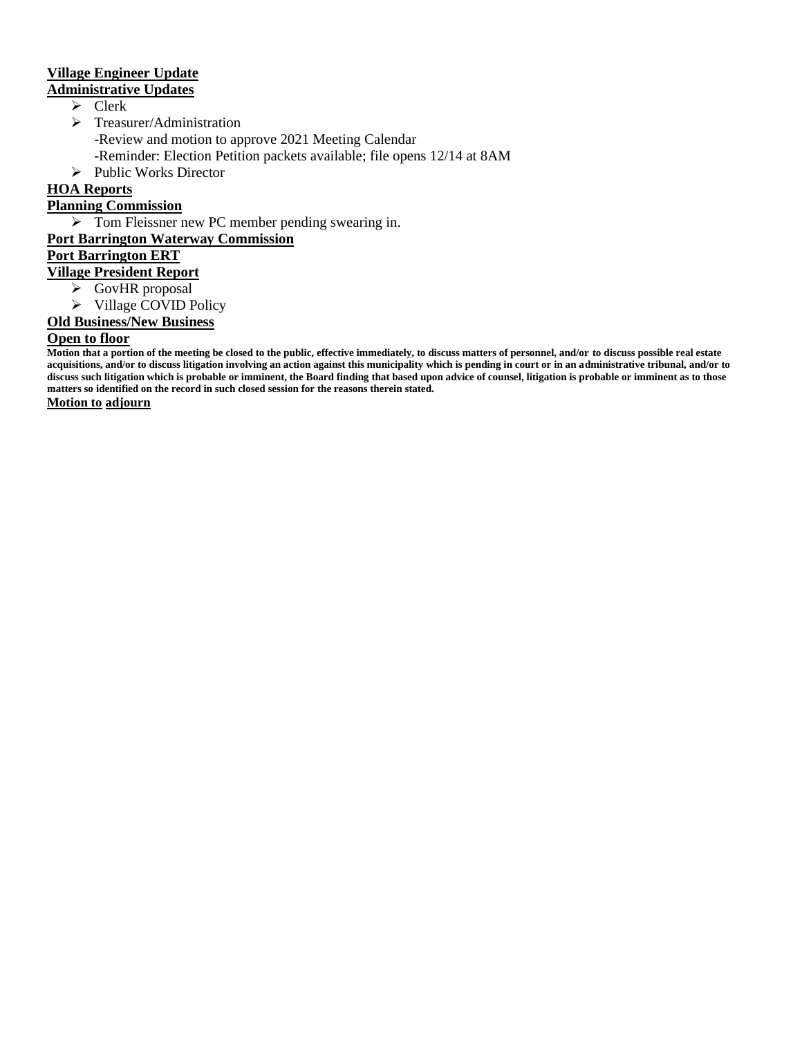**Village Engineer Update**

**Administrative Updates**

- Clerk
- Treasurer/Administration
  -Review and motion to approve 2021 Meeting Calendar
  -Reminder: Election Petition packets available; file opens 12/14 at 8AM
- Public Works Director

**HOA Reports**

**Planning Commission**

- Tom Fleissner new PC member pending swearing in.

**Port Barrington Waterway Commission**

**Port Barrington ERT**

**Village President Report**

- GovHR proposal
- Village COVID Policy

**Old Business/New Business**

**Open to floor**

**Motion that a portion of the meeting be closed to the public, effective immediately, to discuss matters of personnel, and/or to discuss possible real estate acquisitions, and/or to discuss litigation involving an action against this municipality which is pending in court or in an administrative tribunal, and/or to discuss such litigation which is probable or imminent, the Board finding that based upon advice of counsel, litigation is probable or imminent as to those matters so identified on the record in such closed session for the reasons therein stated.**

**Motion to adjourn**